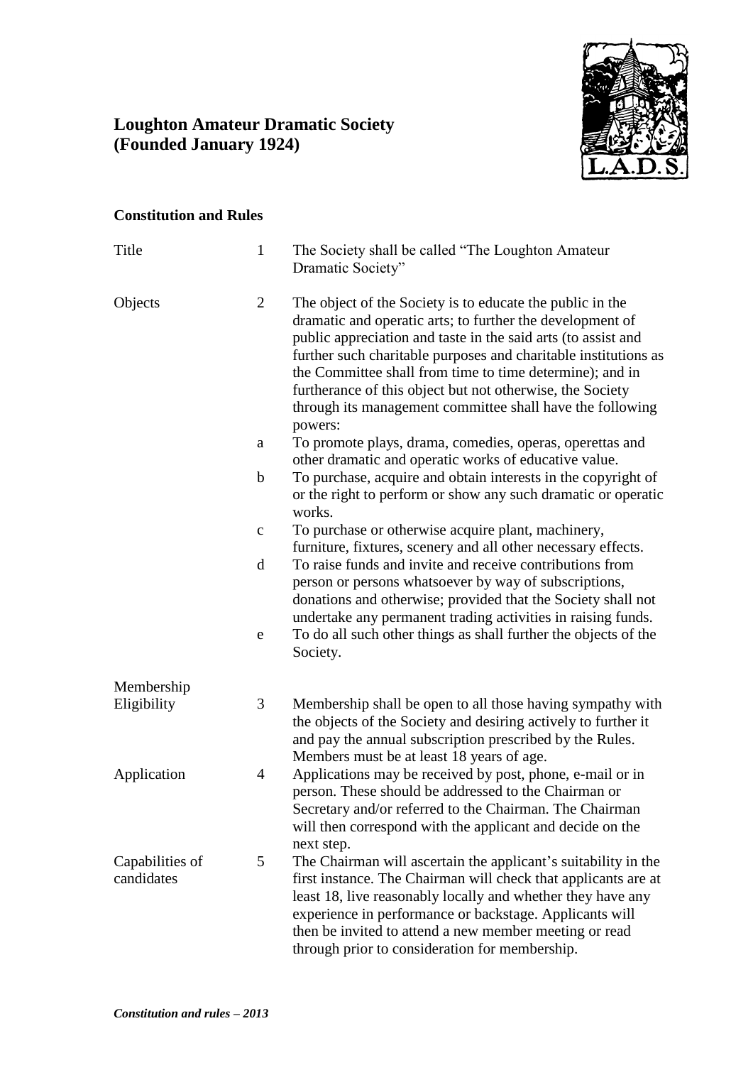# Loughton Amateur Dramatic Society (Founded January 1924)

### Constitution and Rules

| | | |
|---|---|---|
| Title | 1 | The Society shall be called "The Loughton Amateur Dramatic Society" |
| Objects | 2 | The object of the Society is to educate the public in the dramatic and operatic arts; to further the development of public appreciation and taste in the said arts (to assist and further such charitable purposes and charitable institutions as the Committee shall from time to time determine); and in furtherance of this object but not otherwise, the Society through its management committee shall have the following powers: |
| | a | To promote plays, drama, comedies, operas, operettas and other dramatic and operatic works of educative value. |
| | b | To purchase, acquire and obtain interests in the copyright of or the right to perform or show any such dramatic or operatic works. |
| | c | To purchase or otherwise acquire plant, machinery, furniture, fixtures, scenery and all other necessary effects. |
| | d | To raise funds and invite and receive contributions from person or persons whatsoever by way of subscriptions, donations and otherwise; provided that the Society shall not undertake any permanent trading activities in raising funds. |
| | e | To do all such other things as shall further the objects of the Society. |
| Membership Eligibility | 3 | Membership shall be open to all those having sympathy with the objects of the Society and desiring actively to further it and pay the annual subscription prescribed by the Rules. Members must be at least 18 years of age. |
| Application | 4 | Applications may be received by post, phone, e-mail or in person. These should be addressed to the Chairman or Secretary and/or referred to the Chairman. The Chairman will then correspond with the applicant and decide on the next step. |
| Capabilities of candidates | 5 | The Chairman will ascertain the applicant's suitability in the first instance. The Chairman will check that applicants are at least 18, live reasonably locally and whether they have any experience in performance or backstage. Applicants will then be invited to attend a new member meeting or read through prior to consideration for membership. |

*Constitution and rules – 2013*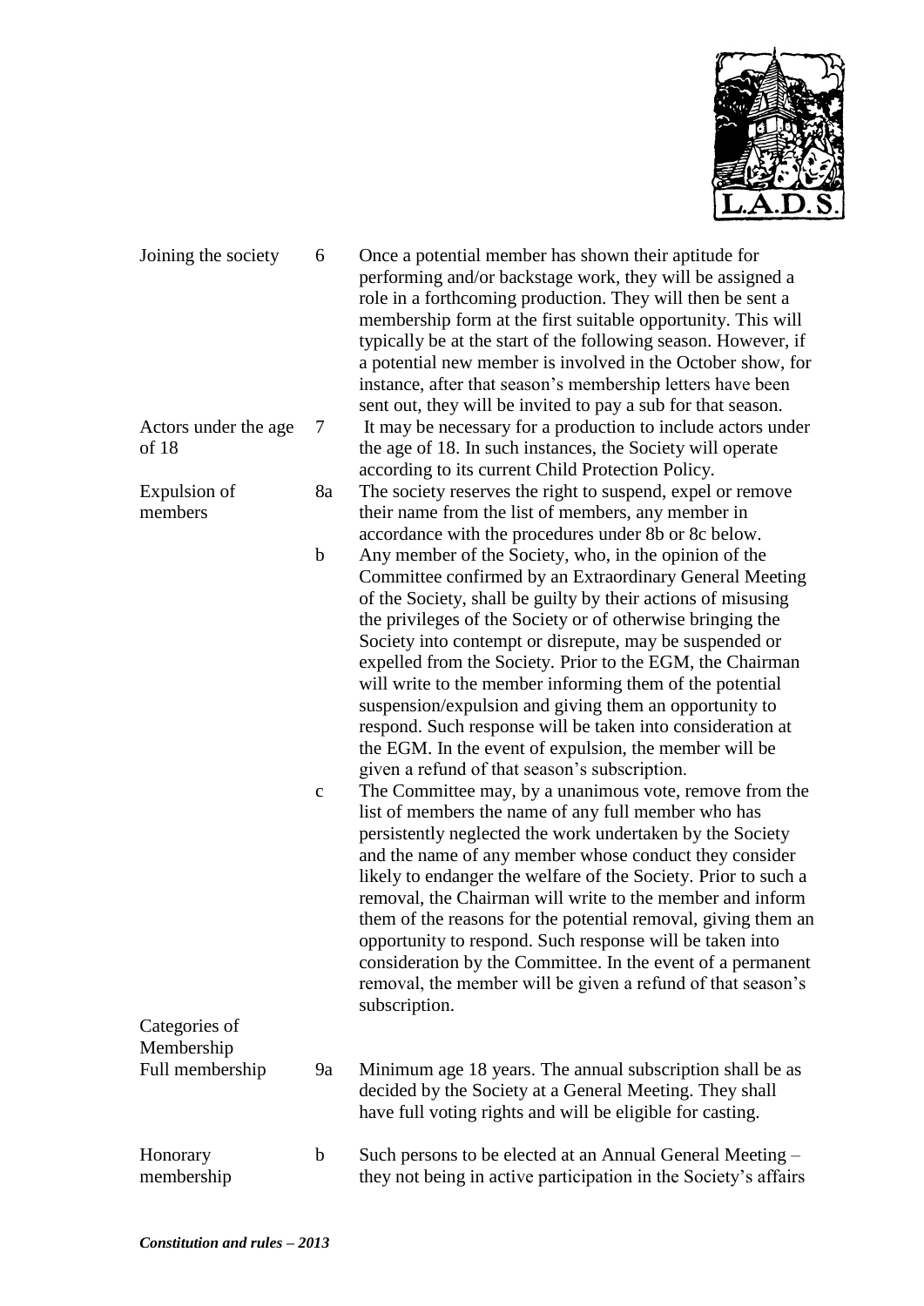| | | |
|---|---|---|
| Joining the society | 6 | Once a potential member has shown their aptitude for performing and/or backstage work, they will be assigned a role in a forthcoming production. They will then be sent a membership form at the first suitable opportunity. This will typically be at the start of the following season. However, if a potential new member is involved in the October show, for instance, after that season's membership letters have been sent out, they will be invited to pay a sub for that season. |
| Actors under the age of 18 | 7 | It may be necessary for a production to include actors under the age of 18. In such instances, the Society will operate according to its current Child Protection Policy. |
| Expulsion of members | 8a | The society reserves the right to suspend, expel or remove their name from the list of members, any member in accordance with the procedures under 8b or 8c below. |
| | b | Any member of the Society, who, in the opinion of the Committee confirmed by an Extraordinary General Meeting of the Society, shall be guilty by their actions of misusing the privileges of the Society or of otherwise bringing the Society into contempt or disrepute, may be suspended or expelled from the Society. Prior to the EGM, the Chairman will write to the member informing them of the potential suspension/expulsion and giving them an opportunity to respond. Such response will be taken into consideration at the EGM. In the event of expulsion, the member will be given a refund of that season's subscription. |
| | c | The Committee may, by a unanimous vote, remove from the list of members the name of any full member who has persistently neglected the work undertaken by the Society and the name of any member whose conduct they consider likely to endanger the welfare of the Society. Prior to such a removal, the Chairman will write to the member and inform them of the reasons for the potential removal, giving them an opportunity to respond. Such response will be taken into consideration by the Committee. In the event of a permanent removal, the member will be given a refund of that season's subscription. |
| Categories of Membership | | |
| Full membership | 9a | Minimum age 18 years. The annual subscription shall be as decided by the Society at a General Meeting. They shall have full voting rights and will be eligible for casting. |
| Honorary membership | b | Such persons to be elected at an Annual General Meeting – they not being in active participation in the Society's affairs |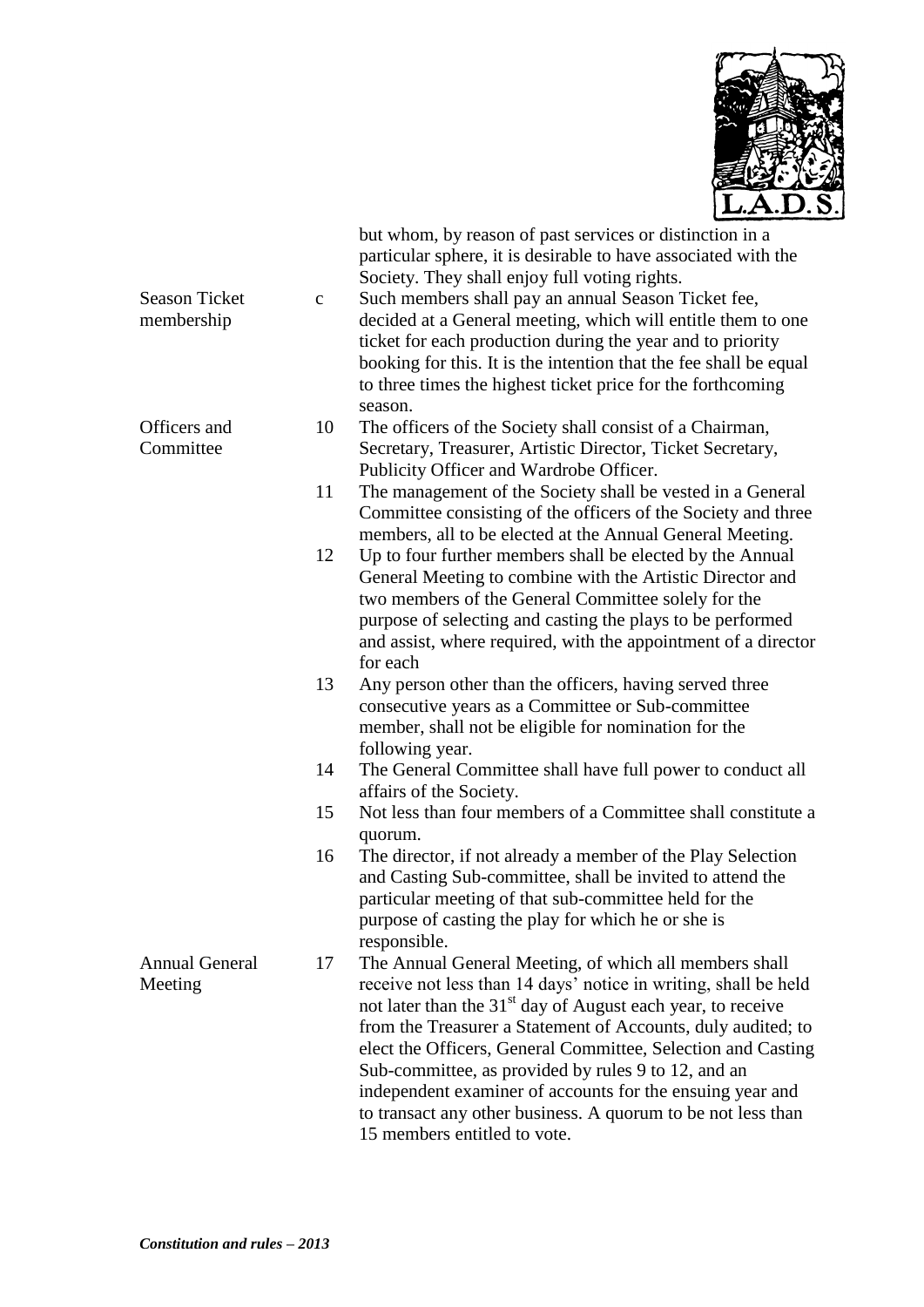but whom, by reason of past services or distinction in a particular sphere, it is desirable to have associated with the Society. They shall enjoy full voting rights.

**Season Ticket membership**

c. Such members shall pay an annual Season Ticket fee, decided at a General meeting, which will entitle them to one ticket for each production during the year and to priority booking for this. It is the intention that the fee shall be equal to three times the highest ticket price for the forthcoming season.

**Officers and Committee**

10. The officers of the Society shall consist of a Chairman, Secretary, Treasurer, Artistic Director, Ticket Secretary, Publicity Officer and Wardrobe Officer.
11. The management of the Society shall be vested in a General Committee consisting of the officers of the Society and three members, all to be elected at the Annual General Meeting.
12. Up to four further members shall be elected by the Annual General Meeting to combine with the Artistic Director and two members of the General Committee solely for the purpose of selecting and casting the plays to be performed and assist, where required, with the appointment of a director for each
13. Any person other than the officers, having served three consecutive years as a Committee or Sub-committee member, shall not be eligible for nomination for the following year.
14. The General Committee shall have full power to conduct all affairs of the Society.
15. Not less than four members of a Committee shall constitute a quorum.
16. The director, if not already a member of the Play Selection and Casting Sub-committee, shall be invited to attend the particular meeting of that sub-committee held for the purpose of casting the play for which he or she is responsible.

**Annual General Meeting**

17. The Annual General Meeting, of which all members shall receive not less than 14 days' notice in writing, shall be held not later than the 31st day of August each year, to receive from the Treasurer a Statement of Accounts, duly audited; to elect the Officers, General Committee, Selection and Casting Sub-committee, as provided by rules 9 to 12, and an independent examiner of accounts for the ensuing year and to transact any other business. A quorum to be not less than 15 members entitled to vote.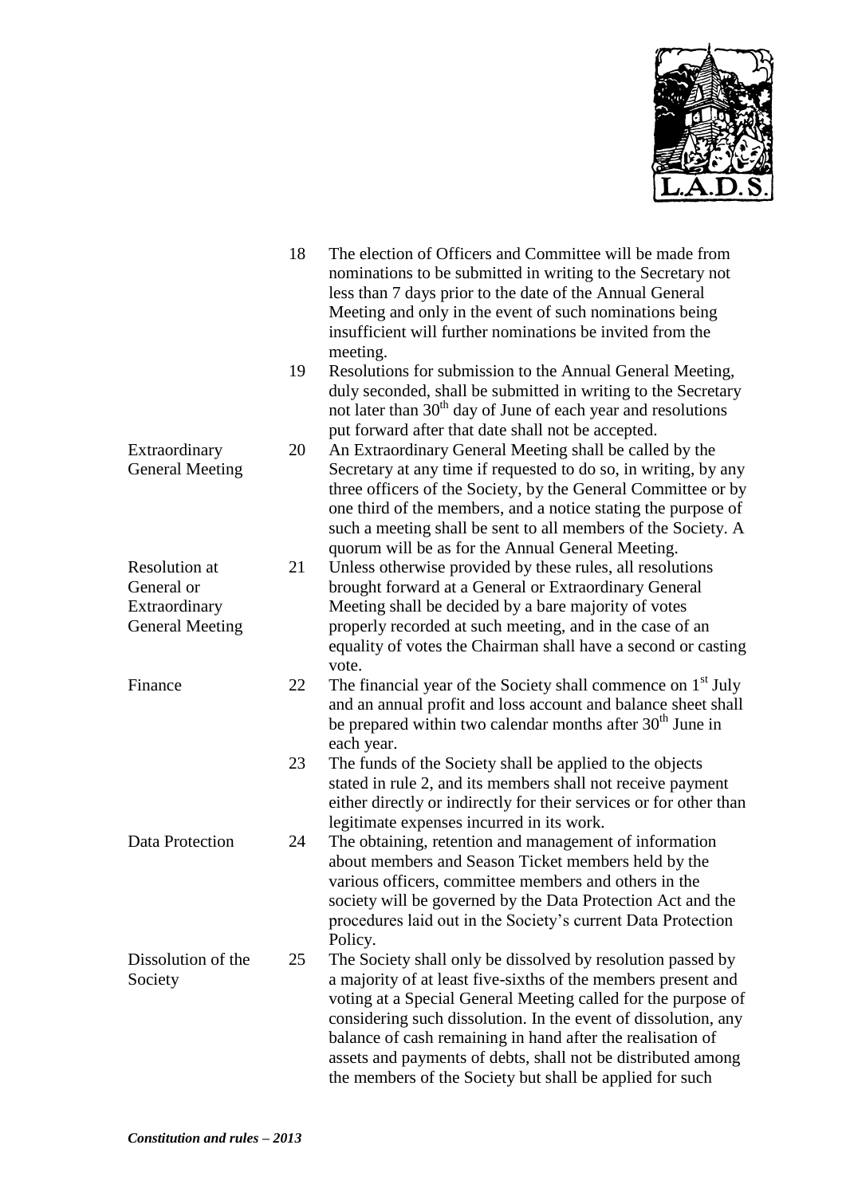18 The election of Officers and Committee will be made from nominations to be submitted in writing to the Secretary not less than 7 days prior to the date of the Annual General Meeting and only in the event of such nominations being insufficient will further nominations be invited from the meeting.

19 Resolutions for submission to the Annual General Meeting, duly seconded, shall be submitted in writing to the Secretary not later than 30th day of June of each year and resolutions put forward after that date shall not be accepted.

**Extraordinary General Meeting**

20 An Extraordinary General Meeting shall be called by the Secretary at any time if requested to do so, in writing, by any three officers of the Society, by the General Committee or by one third of the members, and a notice stating the purpose of such a meeting shall be sent to all members of the Society. A quorum will be as for the Annual General Meeting.

**Resolution at General or Extraordinary General Meeting**

21 Unless otherwise provided by these rules, all resolutions brought forward at a General or Extraordinary General Meeting shall be decided by a bare majority of votes properly recorded at such meeting, and in the case of an equality of votes the Chairman shall have a second or casting vote.

**Finance**

22 The financial year of the Society shall commence on 1st July and an annual profit and loss account and balance sheet shall be prepared within two calendar months after 30th June in each year.

23 The funds of the Society shall be applied to the objects stated in rule 2, and its members shall not receive payment either directly or indirectly for their services or for other than legitimate expenses incurred in its work.

**Data Protection**

24 The obtaining, retention and management of information about members and Season Ticket members held by the various officers, committee members and others in the society will be governed by the Data Protection Act and the procedures laid out in the Society's current Data Protection Policy.

**Dissolution of the Society**

25 The Society shall only be dissolved by resolution passed by a majority of at least five-sixths of the members present and voting at a Special General Meeting called for the purpose of considering such dissolution. In the event of dissolution, any balance of cash remaining in hand after the realisation of assets and payments of debts, shall not be distributed among the members of the Society but shall be applied for such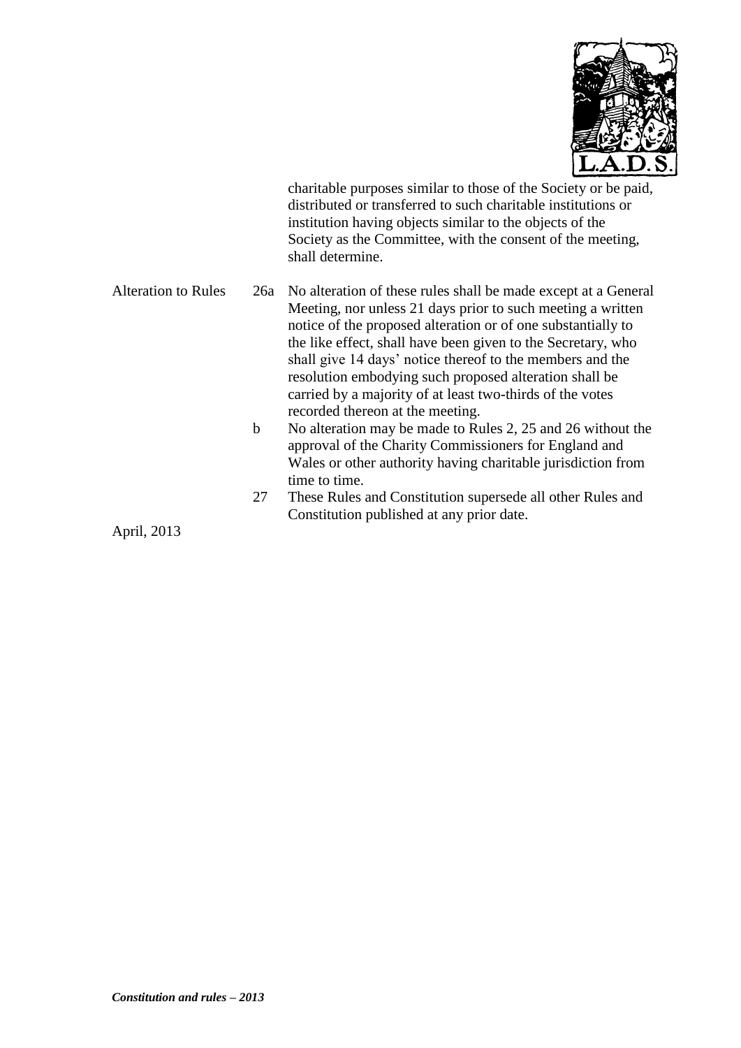charitable purposes similar to those of the Society or be paid, distributed or transferred to such charitable institutions or institution having objects similar to the objects of the Society as the Committee, with the consent of the meeting, shall determine.

**Alteration to Rules**

26a No alteration of these rules shall be made except at a General Meeting, nor unless 21 days prior to such meeting a written notice of the proposed alteration or of one substantially to the like effect, shall have been given to the Secretary, who shall give 14 days' notice thereof to the members and the resolution embodying such proposed alteration shall be carried by a majority of at least two-thirds of the votes recorded thereon at the meeting.

b No alteration may be made to Rules 2, 25 and 26 without the approval of the Charity Commissioners for England and Wales or other authority having charitable jurisdiction from time to time.

27 These Rules and Constitution supersede all other Rules and Constitution published at any prior date.

April, 2013